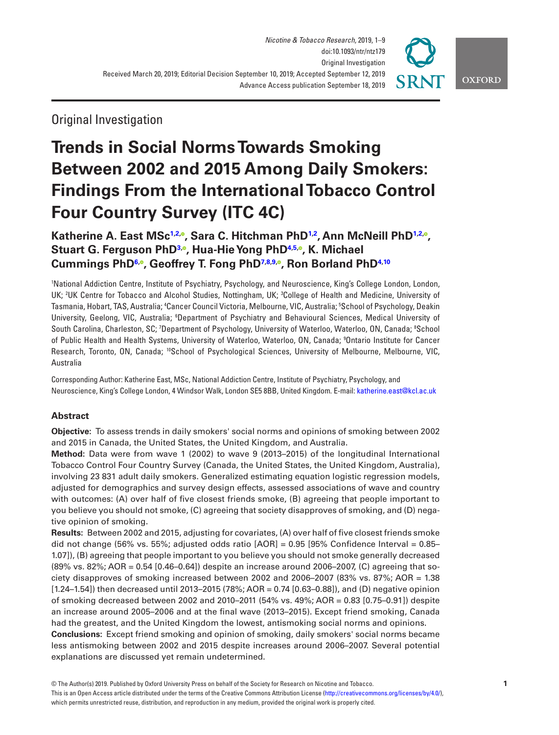Original Investigation

# Trends in Social Norms Towards Smoking Between 2002 and 2015 Among Daily Smokers: Findings From the International Tobacco Control Four Country Survey (ITC 4C)

**Katherine A. East MSc[1,2], Sara C. Hitchman PhD[1,2], Ann McNeill PhD[1,2], Stuart G. Ferguson PhD[3], Hua-Hie Yong PhD[4,5], K. Michael Cummings PhD[6], Geoffrey T. Fong PhD[7,8,9], Ron Borland PhD[4,10]**

[1]National Addiction Centre, Institute of Psychiatry, Psychology, and Neuroscience, King's College London, London, UK; [2]UK Centre for Tobacco and Alcohol Studies, Nottingham, UK; [3]College of Health and Medicine, University of Tasmania, Hobart, TAS, Australia; [4]Cancer Council Victoria, Melbourne, VIC, Australia; [5]School of Psychology, Deakin University, Geelong, VIC, Australia; [6]Department of Psychiatry and Behavioural Sciences, Medical University of South Carolina, Charleston, SC; [7]Department of Psychology, University of Waterloo, Waterloo, ON, Canada; [8]School of Public Health and Health Systems, University of Waterloo, Waterloo, ON, Canada; [9]Ontario Institute for Cancer Research, Toronto, ON, Canada; [10]School of Psychological Sciences, University of Melbourne, Melbourne, VIC, Australia

Corresponding Author: Katherine East, MSc, National Addiction Centre, Institute of Psychiatry, Psychology, and Neuroscience, King's College London, 4 Windsor Walk, London SE5 8BB, United Kingdom. E-mail: katherine.east@kcl.ac.uk

## Abstract

**Objective:** To assess trends in daily smokers' social norms and opinions of smoking between 2002 and 2015 in Canada, the United States, the United Kingdom, and Australia.

**Method:** Data were from wave 1 (2002) to wave 9 (2013–2015) of the longitudinal International Tobacco Control Four Country Survey (Canada, the United States, the United Kingdom, Australia), involving 23 831 adult daily smokers. Generalized estimating equation logistic regression models, adjusted for demographics and survey design effects, assessed associations of wave and country with outcomes: (A) over half of five closest friends smoke, (B) agreeing that people important to you believe you should not smoke, (C) agreeing that society disapproves of smoking, and (D) negative opinion of smoking.

**Results:** Between 2002 and 2015, adjusting for covariates, (A) over half of five closest friends smoke did not change (56% vs. 55%; adjusted odds ratio [AOR] = 0.95 [95% Confidence Interval = 0.85–1.07]), (B) agreeing that people important to you believe you should not smoke generally decreased (89% vs. 82%; AOR = 0.54 [0.46–0.64]) despite an increase around 2006–2007, (C) agreeing that society disapproves of smoking increased between 2002 and 2006–2007 (83% vs. 87%; AOR = 1.38 [1.24–1.54]) then decreased until 2013–2015 (78%; AOR = 0.74 [0.63–0.88]), and (D) negative opinion of smoking decreased between 2002 and 2010–2011 (54% vs. 49%; AOR = 0.83 [0.75–0.91]) despite an increase around 2005–2006 and at the final wave (2013–2015). Except friend smoking, Canada had the greatest, and the United Kingdom the lowest, antismoking social norms and opinions.

**Conclusions:** Except friend smoking and opinion of smoking, daily smokers' social norms became less antismoking between 2002 and 2015 despite increases around 2006–2007. Several potential explanations are discussed yet remain undetermined.

© The Author(s) 2019. Published by Oxford University Press on behalf of the Society for Research on Nicotine and Tobacco.
This is an Open Access article distributed under the terms of the Creative Commons Attribution License (http://creativecommons.org/licenses/by/4.0/), which permits unrestricted reuse, distribution, and reproduction in any medium, provided the original work is properly cited.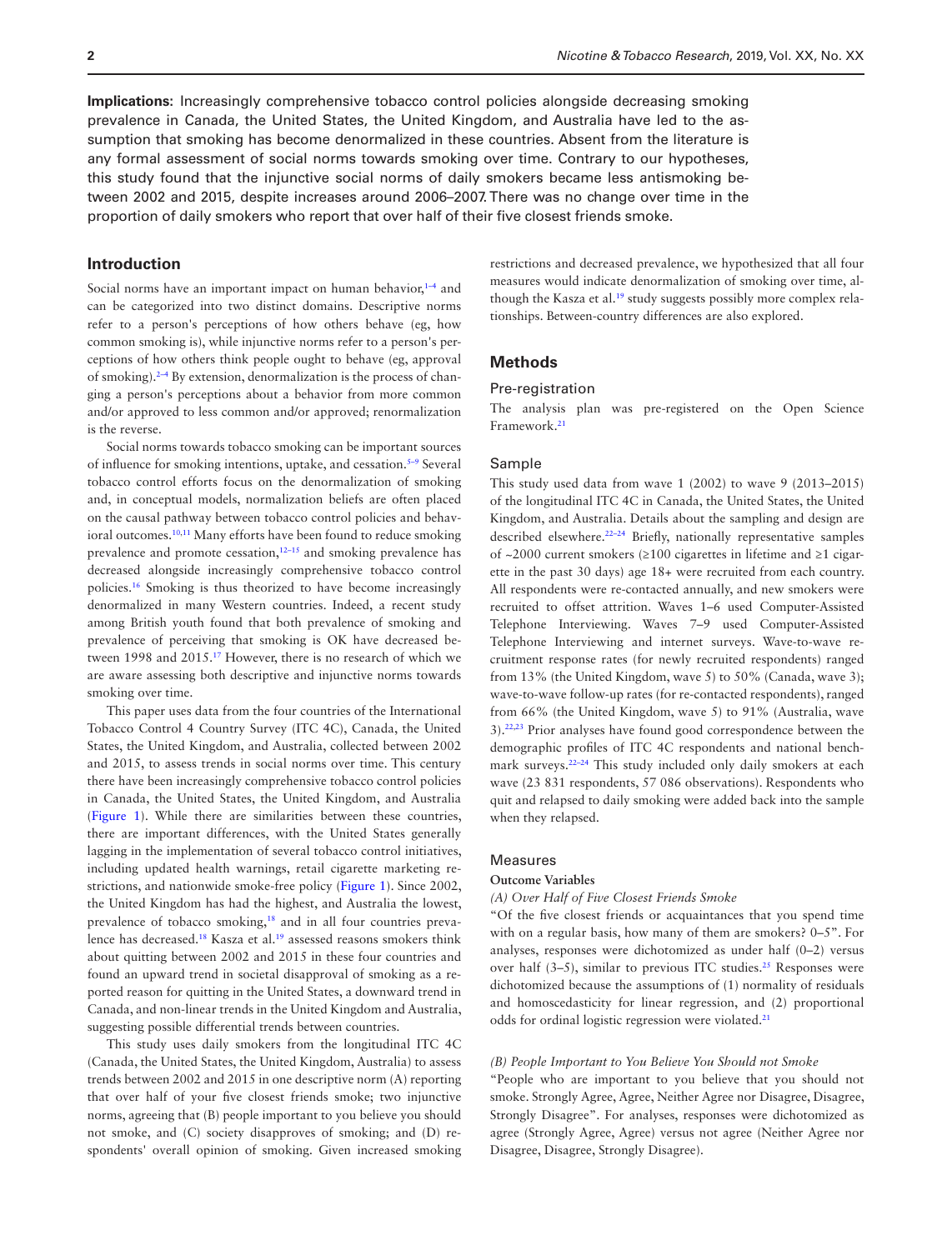**Implications:** Increasingly comprehensive tobacco control policies alongside decreasing smoking prevalence in Canada, the United States, the United Kingdom, and Australia have led to the assumption that smoking has become denormalized in these countries. Absent from the literature is any formal assessment of social norms towards smoking over time. Contrary to our hypotheses, this study found that the injunctive social norms of daily smokers became less antismoking between 2002 and 2015, despite increases around 2006–2007. There was no change over time in the proportion of daily smokers who report that over half of their five closest friends smoke.

## Introduction

Social norms have an important impact on human behavior,[1–4] and can be categorized into two distinct domains. Descriptive norms refer to a person's perceptions of how others behave (eg, how common smoking is), while injunctive norms refer to a person's perceptions of how others think people ought to behave (eg, approval of smoking).[2–4] By extension, denormalization is the process of changing a person's perceptions about a behavior from more common and/or approved to less common and/or approved; renormalization is the reverse.

Social norms towards tobacco smoking can be important sources of influence for smoking intentions, uptake, and cessation.[5–9] Several tobacco control efforts focus on the denormalization of smoking and, in conceptual models, normalization beliefs are often placed on the causal pathway between tobacco control policies and behavioral outcomes.[10,11] Many efforts have been found to reduce smoking prevalence and promote cessation,[12–15] and smoking prevalence has decreased alongside increasingly comprehensive tobacco control policies.[16] Smoking is thus theorized to have become increasingly denormalized in many Western countries. Indeed, a recent study among British youth found that both prevalence of smoking and prevalence of perceiving that smoking is OK have decreased between 1998 and 2015.[17] However, there is no research of which we are aware assessing both descriptive and injunctive norms towards smoking over time.

This paper uses data from the four countries of the International Tobacco Control 4 Country Survey (ITC 4C), Canada, the United States, the United Kingdom, and Australia, collected between 2002 and 2015, to assess trends in social norms over time. This century there have been increasingly comprehensive tobacco control policies in Canada, the United States, the United Kingdom, and Australia (Figure 1). While there are similarities between these countries, there are important differences, with the United States generally lagging in the implementation of several tobacco control initiatives, including updated health warnings, retail cigarette marketing restrictions, and nationwide smoke-free policy (Figure 1). Since 2002, the United Kingdom has had the highest, and Australia the lowest, prevalence of tobacco smoking,[18] and in all four countries prevalence has decreased.[18] Kasza et al.[19] assessed reasons smokers think about quitting between 2002 and 2015 in these four countries and found an upward trend in societal disapproval of smoking as a reported reason for quitting in the United States, a downward trend in Canada, and non-linear trends in the United Kingdom and Australia, suggesting possible differential trends between countries.

This study uses daily smokers from the longitudinal ITC 4C (Canada, the United States, the United Kingdom, Australia) to assess trends between 2002 and 2015 in one descriptive norm (A) reporting that over half of your five closest friends smoke; two injunctive norms, agreeing that (B) people important to you believe you should not smoke, and (C) society disapproves of smoking; and (D) respondents' overall opinion of smoking. Given increased smoking restrictions and decreased prevalence, we hypothesized that all four measures would indicate denormalization of smoking over time, although the Kasza et al.[19] study suggests possibly more complex relationships. Between-country differences are also explored.

## Methods

### Pre-registration

The analysis plan was pre-registered on the Open Science Framework.[21]

### Sample

This study used data from wave 1 (2002) to wave 9 (2013–2015) of the longitudinal ITC 4C in Canada, the United States, the United Kingdom, and Australia. Details about the sampling and design are described elsewhere.[22–24] Briefly, nationally representative samples of ~2000 current smokers (≥100 cigarettes in lifetime and ≥1 cigarette in the past 30 days) age 18+ were recruited from each country. All respondents were re-contacted annually, and new smokers were recruited to offset attrition. Waves 1–6 used Computer-Assisted Telephone Interviewing. Waves 7–9 used Computer-Assisted Telephone Interviewing and internet surveys. Wave-to-wave recruitment response rates (for newly recruited respondents) ranged from 13% (the United Kingdom, wave 5) to 50% (Canada, wave 3); wave-to-wave follow-up rates (for re-contacted respondents), ranged from 66% (the United Kingdom, wave 5) to 91% (Australia, wave 3).[22,23] Prior analyses have found good correspondence between the demographic profiles of ITC 4C respondents and national benchmark surveys.[22–24] This study included only daily smokers at each wave (23 831 respondents, 57 086 observations). Respondents who quit and relapsed to daily smoking were added back into the sample when they relapsed.

### Measures

#### Outcome Variables

*(A) Over Half of Five Closest Friends Smoke*

"Of the five closest friends or acquaintances that you spend time with on a regular basis, how many of them are smokers? 0–5". For analyses, responses were dichotomized as under half (0–2) versus over half (3–5), similar to previous ITC studies.[25] Responses were dichotomized because the assumptions of (1) normality of residuals and homoscedasticity for linear regression, and (2) proportional odds for ordinal logistic regression were violated.[21]

*(B) People Important to You Believe You Should not Smoke*

"People who are important to you believe that you should not smoke. Strongly Agree, Agree, Neither Agree nor Disagree, Disagree, Strongly Disagree". For analyses, responses were dichotomized as agree (Strongly Agree, Agree) versus not agree (Neither Agree nor Disagree, Disagree, Strongly Disagree).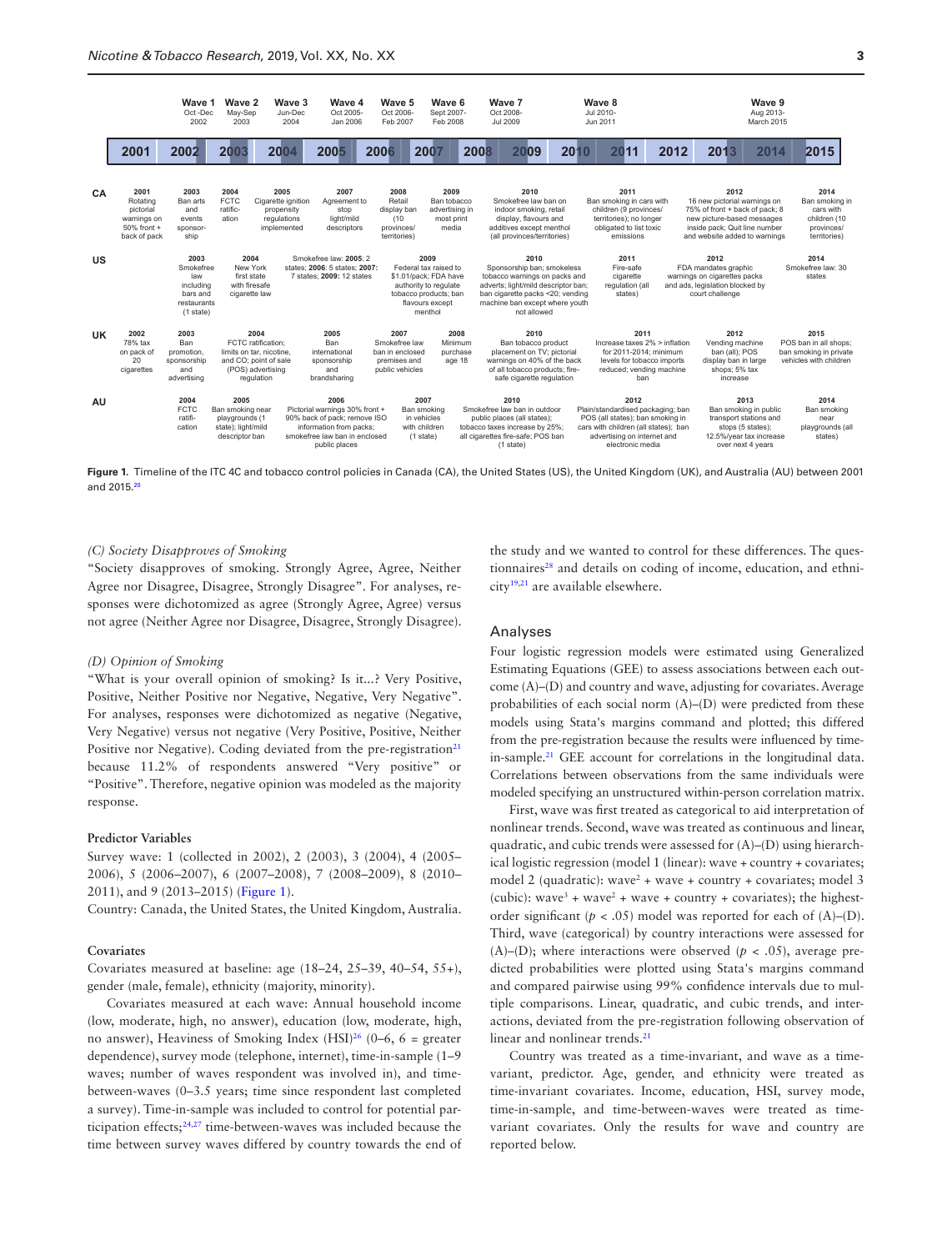**Wave 1** Oct-Dec 2002 | **Wave 2** May-Sep 2003 | **Wave 3** Jun-Dec 2004 | **Wave 4** Oct 2005-Jan 2006 | **Wave 5** Oct 2006-Feb 2007 | **Wave 6** Sept 2007-Feb 2008 | **Wave 7** Oct 2008-Jul 2009 | **Wave 8** Jul 2010-Jun 2011 | **Wave 9** Aug 2013-March 2015

2001 | 2002 | 2003 | 2004 | 2005 | 2006 | 2007 | 2008 | 2009 | 2010 | 2011 | 2012 | 2013 | 2014 | 2015

**CA**
- 2001: Rotating pictorial warnings on 50% front + back of pack
- 2003: Ban arts and events sponsorship
- 2004: FCTC ratification
- 2005: Cigarette ignition propensity regulations implemented
- 2007: Agreement to stop light/mild descriptors
- 2008: Retail display ban (10 provinces/territories)
- 2009: Ban tobacco advertising in most print media
- 2010: Smokefree law ban on indoor smoking, retail display, flavours and additives except menthol (all provinces/territories)
- 2011: Ban smoking in cars with children (9 provinces/territories); no longer obligated to list toxic emissions
- 2012: 16 new pictorial warnings on 75% of front + back of pack; 8 new picture-based messages inside pack; Quit line number and website added to warnings
- 2014: Ban smoking in cars with children (10 provinces/territories)

**US**
- 2003: Smokefree law including bars and restaurants (1 state)
- 2004: New York first state with firesafe cigarette law
- Smokefree law: **2005**: 2 states; **2006**: 5 states; **2007**: 7 states; **2009**: 12 states
- 2009: Federal tax raised to $1.01/pack; FDA have authority to regulate tobacco products; ban flavours except menthol
- 2010: Sponsorship ban; smokeless tobacco warnings on packs and adverts; light/mild descriptor ban; ban cigarette packs <20; vending machine ban except where youth not allowed
- 2011: Fire-safe cigarette regulation (all states)
- 2012: FDA mandates graphic warnings on cigarettes packs and ads, legislation blocked by court challenge
- 2014: Smokefree law: 30 states

**UK**
- 2002: 78% tax on pack of 20 cigarettes
- 2003: Ban promotion, sponsorship and advertising
- 2004: FCTC ratification; limits on tar, nicotine, and CO; point of sale (POS) advertising regulation
- 2005: Ban international sponsorship and brandsharing
- 2007: Smokefree law ban in enclosed premises and public vehicles
- 2008: Minimum purchase age 18
- 2010: Ban tobacco product placement on TV; pictorial warnings on 40% of the back of all tobacco products; fire-safe cigarette regulation
- 2011: Increase taxes 2% > inflation for 2011-2014; minimum levels for tobacco imports reduced; vending machine ban
- 2012: Vending machine ban (all); POS display ban in large shops; 5% tax increase
- 2015: POS ban in all shops; ban smoking in private vehicles with children

**AU**
- 2004: FCTC ratification
- 2005: Ban smoking near playgrounds (1 state); light/mild descriptor ban
- 2006: Pictorial warnings 30% front + 90% back of pack; remove ISO information from packs; smokefree law ban in enclosed public places
- 2007: Ban smoking in vehicles with children (1 state)
- 2010: Smokefree law ban in outdoor public places (all states); tobacco taxes increase by 25%; all cigarettes fire-safe; POS ban (1 state)
- 2012: Plain/standardised packaging; ban POS (all states); ban smoking in cars with children (all states); ban advertising on internet and electronic media
- 2013: Ban smoking in public transport stations and stops (5 states); 12.5%/year tax increase over next 4 years
- 2014: Ban smoking near playgrounds (all states)

**Figure 1.** Timeline of the ITC 4C and tobacco control policies in Canada (CA), the United States (US), the United Kingdom (UK), and Australia (AU) between 2001 and 2015.[20]

*(C) Society Disapproves of Smoking*

"Society disapproves of smoking. Strongly Agree, Agree, Neither Agree nor Disagree, Disagree, Strongly Disagree". For analyses, responses were dichotomized as agree (Strongly Agree, Agree) versus not agree (Neither Agree nor Disagree, Disagree, Strongly Disagree).

*(D) Opinion of Smoking*

"What is your overall opinion of smoking? Is it...? Very Positive, Positive, Neither Positive nor Negative, Negative, Very Negative". For analyses, responses were dichotomized as negative (Negative, Very Negative) versus not negative (Very Positive, Positive, Neither Positive nor Negative). Coding deviated from the pre-registration[21] because 11.2% of respondents answered "Very positive" or "Positive". Therefore, negative opinion was modeled as the majority response.

**Predictor Variables**

Survey wave: 1 (collected in 2002), 2 (2003), 3 (2004), 4 (2005–2006), 5 (2006–2007), 6 (2007–2008), 7 (2008–2009), 8 (2010–2011), and 9 (2013–2015) (Figure 1).

Country: Canada, the United States, the United Kingdom, Australia.

**Covariates**

Covariates measured at baseline: age (18–24, 25–39, 40–54, 55+), gender (male, female), ethnicity (majority, minority).

Covariates measured at each wave: Annual household income (low, moderate, high, no answer), education (low, moderate, high, no answer), Heaviness of Smoking Index (HSI)[26] (0–6, 6 = greater dependence), survey mode (telephone, internet), time-in-sample (1–9 waves; number of waves respondent was involved in), and time-between-waves (0–3.5 years; time since respondent last completed a survey). Time-in-sample was included to control for potential participation effects;[24,27] time-between-waves was included because the time between survey waves differed by country towards the end of the study and we wanted to control for these differences. The questionnaires[28] and details on coding of income, education, and ethnicity[19,21] are available elsewhere.

## Analyses

Four logistic regression models were estimated using Generalized Estimating Equations (GEE) to assess associations between each outcome (A)–(D) and country and wave, adjusting for covariates. Average probabilities of each social norm (A)–(D) were predicted from these models using Stata's margins command and plotted; this differed from the pre-registration because the results were influenced by time-in-sample.[21] GEE account for correlations in the longitudinal data. Correlations between observations from the same individuals were modeled specifying an unstructured within-person correlation matrix.

First, wave was first treated as categorical to aid interpretation of nonlinear trends. Second, wave was treated as continuous and linear, quadratic, and cubic trends were assessed for (A)–(D) using hierarchical logistic regression (model 1 (linear): wave + country + covariates; model 2 (quadratic): wave$^2$ + wave + country + covariates; model 3 (cubic): wave$^3$ + wave$^2$ + wave + country + covariates); the highest-order significant ($p < .05$) model was reported for each of (A)–(D). Third, wave (categorical) by country interactions were assessed for (A)–(D); where interactions were observed ($p < .05$), average predicted probabilities were plotted using Stata's margins command and compared pairwise using 99% confidence intervals due to multiple comparisons. Linear, quadratic, and cubic trends, and interactions, deviated from the pre-registration following observation of linear and nonlinear trends.[21]

Country was treated as a time-invariant, and wave as a time-variant, predictor. Age, gender, and ethnicity were treated as time-invariant covariates. Income, education, HSI, survey mode, time-in-sample, and time-between-waves were treated as time-variant covariates. Only the results for wave and country are reported below.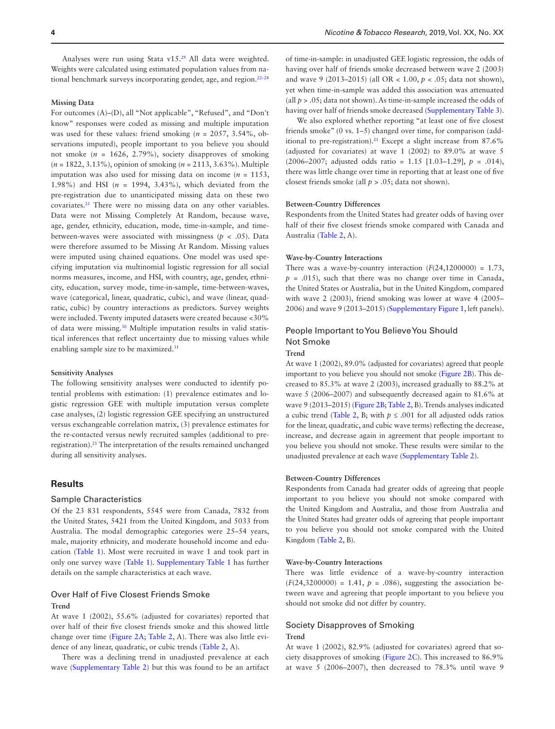Analyses were run using Stata v15.[29] All data were weighted. Weights were calculated using estimated population values from national benchmark surveys incorporating gender, age, and region.[22–24]

#### Missing Data

For outcomes (A)–(D), all "Not applicable", "Refused", and "Don't know" responses were coded as missing and multiple imputation was used for these values: friend smoking ($n$ = 2057, 3.54%, observations imputed), people important to you believe you should not smoke ($n$ = 1626, 2.79%), society disapproves of smoking ($n$ = 1822, 3.13%), opinion of smoking ($n$ = 2113, 3.63%). Multiple imputation was also used for missing data on income ($n$ = 1153, 1.98%) and HSI ($n$ = 1994, 3.43%), which deviated from the pre-registration due to unanticipated missing data on these two covariates.[21] There were no missing data on any other variables. Data were not Missing Completely At Random, because wave, age, gender, ethnicity, education, mode, time-in-sample, and time-between-waves were associated with missingness ($p$ < .05). Data were therefore assumed to be Missing At Random. Missing values were imputed using chained equations. One model was used specifying imputation via multinomial logistic regression for all social norms measures, income, and HSI, with country, age, gender, ethnicity, education, survey mode, time-in-sample, time-between-waves, wave (categorical, linear, quadratic, cubic), and wave (linear, quadratic, cubic) by country interactions as predictors. Survey weights were included. Twenty imputed datasets were created because <30% of data were missing.[30] Multiple imputation results in valid statistical inferences that reflect uncertainty due to missing values while enabling sample size to be maximized.[31]

#### Sensitivity Analyses

The following sensitivity analyses were conducted to identify potential problems with estimation: (1) prevalence estimates and logistic regression GEE with multiple imputation versus complete case analyses, (2) logistic regression GEE specifying an unstructured versus exchangeable correlation matrix, (3) prevalence estimates for the re-contacted versus newly recruited samples (additional to pre-registration).[21] The interpretation of the results remained unchanged during all sensitivity analyses.

## Results

### Sample Characteristics

Of the 23 831 respondents, 5545 were from Canada, 7832 from the United States, 5421 from the United Kingdom, and 5033 from Australia. The modal demographic categories were 25–54 years, male, majority ethnicity, and moderate household income and education (Table 1). Most were recruited in wave 1 and took part in only one survey wave (Table 1). Supplementary Table 1 has further details on the sample characteristics at each wave.

### Over Half of Five Closest Friends Smoke

#### Trend

At wave 1 (2002), 55.6% (adjusted for covariates) reported that over half of their five closest friends smoke and this showed little change over time (Figure 2A; Table 2, A). There was also little evidence of any linear, quadratic, or cubic trends (Table 2, A).

There was a declining trend in unadjusted prevalence at each wave (Supplementary Table 2) but this was found to be an artifact of time-in-sample: in unadjusted GEE logistic regression, the odds of having over half of friends smoke decreased between wave 2 (2003) and wave 9 (2013–2015) (all OR < 1.00, $p$ < .05; data not shown), yet when time-in-sample was added this association was attenuated (all $p$ > .05; data not shown). As time-in-sample increased the odds of having over half of friends smoke decreased (Supplementary Table 3).

We also explored whether reporting "at least one of five closest friends smoke" (0 vs. 1–5) changed over time, for comparison (additional to pre-registration).[21] Except a slight increase from 87.6% (adjusted for covariates) at wave 1 (2002) to 89.0% at wave 5 (2006–2007; adjusted odds ratio = 1.15 [1.03–1.29], $p$ = .014), there was little change over time in reporting that at least one of five closest friends smoke (all $p$ > .05; data not shown).

#### Between-Country Differences

Respondents from the United States had greater odds of having over half of their five closest friends smoke compared with Canada and Australia (Table 2, A).

#### Wave-by-Country Interactions

There was a wave-by-country interaction ($F(24,1200000)$ = 1.73, $p$ = .015), such that there was no change over time in Canada, the United States or Australia, but in the United Kingdom, compared with wave 2 (2003), friend smoking was lower at wave 4 (2005–2006) and wave 9 (2013–2015) (Supplementary Figure 1, left panels).

### People Important to You Believe You Should Not Smoke

#### Trend

At wave 1 (2002), 89.0% (adjusted for covariates) agreed that people important to you believe you should not smoke (Figure 2B). This decreased to 85.3% at wave 2 (2003), increased gradually to 88.2% at wave 5 (2006–2007) and subsequently decreased again to 81.6% at wave 9 (2013–2015) (Figure 2B; Table 2, B). Trends analyses indicated a cubic trend (Table 2, B; with $p$ ≤ .001 for all adjusted odds ratios for the linear, quadratic, and cubic wave terms) reflecting the decrease, increase, and decrease again in agreement that people important to you believe you should not smoke. These results were similar to the unadjusted prevalence at each wave (Supplementary Table 2).

#### Between-Country Differences

Respondents from Canada had greater odds of agreeing that people important to you believe you should not smoke compared with the United Kingdom and Australia, and those from Australia and the United States had greater odds of agreeing that people important to you believe you should not smoke compared with the United Kingdom (Table 2, B).

#### Wave-by-Country Interactions

There was little evidence of a wave-by-country interaction ($F(24,3200000)$ = 1.41, $p$ = .086), suggesting the association between wave and agreeing that people important to you believe you should not smoke did not differ by country.

### Society Disapproves of Smoking

#### Trend

At wave 1 (2002), 82.9% (adjusted for covariates) agreed that society disapproves of smoking (Figure 2C). This increased to 86.9% at wave 5 (2006–2007), then decreased to 78.3% until wave 9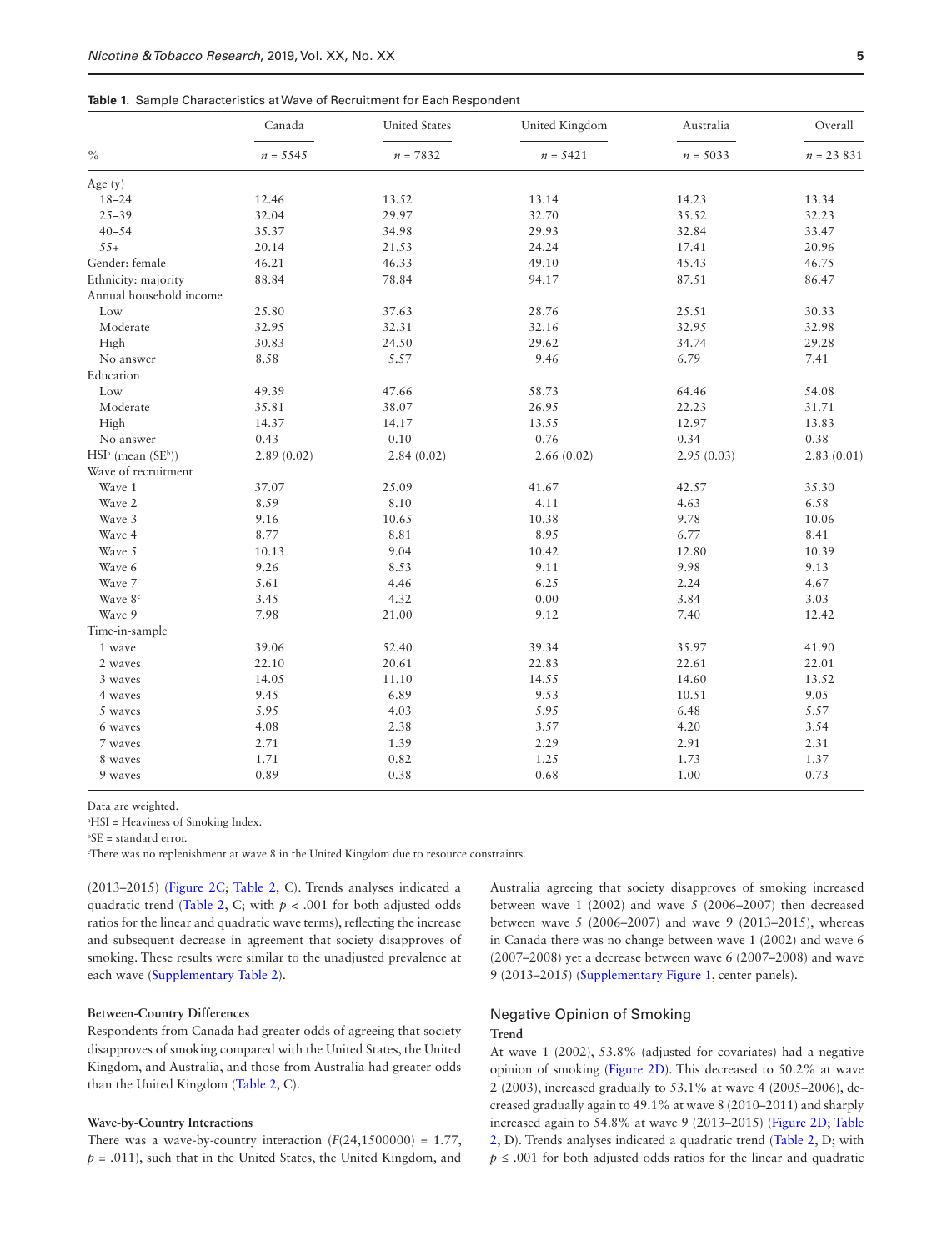**Table 1.** Sample Characteristics at Wave of Recruitment for Each Respondent

| % | Canada | United States | United Kingdom | Australia | Overall |
|---|---|---|---|---|---|
| | $n$ = 5545 | $n$ = 7832 | $n$ = 5421 | $n$ = 5033 | $n$ = 23 831 |
| Age (y) | | | | | |
| 18–24 | 12.46 | 13.52 | 13.14 | 14.23 | 13.34 |
| 25–39 | 32.04 | 29.97 | 32.70 | 35.52 | 32.23 |
| 40–54 | 35.37 | 34.98 | 29.93 | 32.84 | 33.47 |
| 55+ | 20.14 | 21.53 | 24.24 | 17.41 | 20.96 |
| Gender: female | 46.21 | 46.33 | 49.10 | 45.43 | 46.75 |
| Ethnicity: majority | 88.84 | 78.84 | 94.17 | 87.51 | 86.47 |
| Annual household income | | | | | |
| Low | 25.80 | 37.63 | 28.76 | 25.51 | 30.33 |
| Moderate | 32.95 | 32.31 | 32.16 | 32.95 | 32.98 |
| High | 30.83 | 24.50 | 29.62 | 34.74 | 29.28 |
| No answer | 8.58 | 5.57 | 9.46 | 6.79 | 7.41 |
| Education | | | | | |
| Low | 49.39 | 47.66 | 58.73 | 64.46 | 54.08 |
| Moderate | 35.81 | 38.07 | 26.95 | 22.23 | 31.71 |
| High | 14.37 | 14.17 | 13.55 | 12.97 | 13.83 |
| No answer | 0.43 | 0.10 | 0.76 | 0.34 | 0.38 |
| HSI[a] (mean (SE[b])) | 2.89 (0.02) | 2.84 (0.02) | 2.66 (0.02) | 2.95 (0.03) | 2.83 (0.01) |
| Wave of recruitment | | | | | |
| Wave 1 | 37.07 | 25.09 | 41.67 | 42.57 | 35.30 |
| Wave 2 | 8.59 | 8.10 | 4.11 | 4.63 | 6.58 |
| Wave 3 | 9.16 | 10.65 | 10.38 | 9.78 | 10.06 |
| Wave 4 | 8.77 | 8.81 | 8.95 | 6.77 | 8.41 |
| Wave 5 | 10.13 | 9.04 | 10.42 | 12.80 | 10.39 |
| Wave 6 | 9.26 | 8.53 | 9.11 | 9.98 | 9.13 |
| Wave 7 | 5.61 | 4.46 | 6.25 | 2.24 | 4.67 |
| Wave 8[c] | 3.45 | 4.32 | 0.00 | 3.84 | 3.03 |
| Wave 9 | 7.98 | 21.00 | 9.12 | 7.40 | 12.42 |
| Time-in-sample | | | | | |
| 1 wave | 39.06 | 52.40 | 39.34 | 35.97 | 41.90 |
| 2 waves | 22.10 | 20.61 | 22.83 | 22.61 | 22.01 |
| 3 waves | 14.05 | 11.10 | 14.55 | 14.60 | 13.52 |
| 4 waves | 9.45 | 6.89 | 9.53 | 10.51 | 9.05 |
| 5 waves | 5.95 | 4.03 | 5.95 | 6.48 | 5.57 |
| 6 waves | 4.08 | 2.38 | 3.57 | 4.20 | 3.54 |
| 7 waves | 2.71 | 1.39 | 2.29 | 2.91 | 2.31 |
| 8 waves | 1.71 | 0.82 | 1.25 | 1.73 | 1.37 |
| 9 waves | 0.89 | 0.38 | 0.68 | 1.00 | 0.73 |

Data are weighted.

[a]HSI = Heaviness of Smoking Index.

[b]SE = standard error.

[c]There was no replenishment at wave 8 in the United Kingdom due to resource constraints.

(2013–2015) (Figure 2C; Table 2, C). Trends analyses indicated a quadratic trend (Table 2, C; with $p < .001$ for both adjusted odds ratios for the linear and quadratic wave terms), reflecting the increase and subsequent decrease in agreement that society disapproves of smoking. These results were similar to the unadjusted prevalence at each wave (Supplementary Table 2).

#### Between-Country Differences

Respondents from Canada had greater odds of agreeing that society disapproves of smoking compared with the United States, the United Kingdom, and Australia, and those from Australia had greater odds than the United Kingdom (Table 2, C).

#### Wave-by-Country Interactions

There was a wave-by-country interaction ($F$(24,1500000) = 1.77, $p$ = .011), such that in the United States, the United Kingdom, and Australia agreeing that society disapproves of smoking increased between wave 1 (2002) and wave 5 (2006–2007) then decreased between wave 5 (2006–2007) and wave 9 (2013–2015), whereas in Canada there was no change between wave 1 (2002) and wave 6 (2007–2008) yet a decrease between wave 6 (2007–2008) and wave 9 (2013–2015) (Supplementary Figure 1, center panels).

### Negative Opinion of Smoking

#### Trend

At wave 1 (2002), 53.8% (adjusted for covariates) had a negative opinion of smoking (Figure 2D). This decreased to 50.2% at wave 2 (2003), increased gradually to 53.1% at wave 4 (2005–2006), decreased gradually again to 49.1% at wave 8 (2010–2011) and sharply increased again to 54.8% at wave 9 (2013–2015) (Figure 2D; Table 2, D). Trends analyses indicated a quadratic trend (Table 2, D; with $p \leq .001$ for both adjusted odds ratios for the linear and quadratic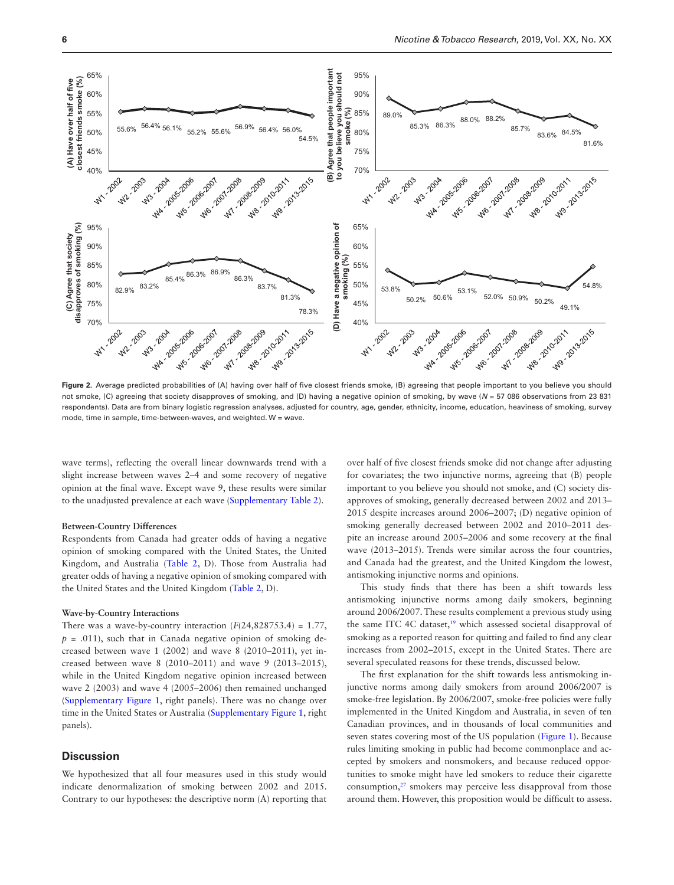**Figure 2.** Average predicted probabilities of (A) having over half of five closest friends smoke, (B) agreeing that people important to you believe you should not smoke, (C) agreeing that society disapproves of smoking, and (D) having a negative opinion of smoking, by wave (*N* = 57 086 observations from 23 831 respondents). Data are from binary logistic regression analyses, adjusted for country, age, gender, ethnicity, income, education, heaviness of smoking, survey mode, time in sample, time-between-waves, and weighted. W = wave.

wave terms), reflecting the overall linear downwards trend with a slight increase between waves 2–4 and some recovery of negative opinion at the final wave. Except wave 9, these results were similar to the unadjusted prevalence at each wave (Supplementary Table 2).

### Between-Country Differences

Respondents from Canada had greater odds of having a negative opinion of smoking compared with the United States, the United Kingdom, and Australia (Table 2, D). Those from Australia had greater odds of having a negative opinion of smoking compared with the United States and the United Kingdom (Table 2, D).

### Wave-by-Country Interactions

There was a wave-by-country interaction ($F(24,828753.4) = 1.77$, $p = .011$), such that in Canada negative opinion of smoking decreased between wave 1 (2002) and wave 8 (2010–2011), yet increased between wave 8 (2010–2011) and wave 9 (2013–2015), while in the United Kingdom negative opinion increased between wave 2 (2003) and wave 4 (2005–2006) then remained unchanged (Supplementary Figure 1, right panels). There was no change over time in the United States or Australia (Supplementary Figure 1, right panels).

## Discussion

We hypothesized that all four measures used in this study would indicate denormalization of smoking between 2002 and 2015. Contrary to our hypotheses: the descriptive norm (A) reporting that over half of five closest friends smoke did not change after adjusting for covariates; the two injunctive norms, agreeing that (B) people important to you believe you should not smoke, and (C) society disapproves of smoking, generally decreased between 2002 and 2013–2015 despite increases around 2006–2007; (D) negative opinion of smoking generally decreased between 2002 and 2010–2011 despite an increase around 2005–2006 and some recovery at the final wave (2013–2015). Trends were similar across the four countries, and Canada had the greatest, and the United Kingdom the lowest, antismoking injunctive norms and opinions.

This study finds that there has been a shift towards less antismoking injunctive norms among daily smokers, beginning around 2006/2007. These results complement a previous study using the same ITC 4C dataset,[19] which assessed societal disapproval of smoking as a reported reason for quitting and failed to find any clear increases from 2002–2015, except in the United States. There are several speculated reasons for these trends, discussed below.

The first explanation for the shift towards less antismoking injunctive norms among daily smokers from around 2006/2007 is smoke-free legislation. By 2006/2007, smoke-free policies were fully implemented in the United Kingdom and Australia, in seven of ten Canadian provinces, and in thousands of local communities and seven states covering most of the US population (Figure 1). Because rules limiting smoking in public had become commonplace and accepted by smokers and nonsmokers, and because reduced opportunities to smoke might have led smokers to reduce their cigarette consumption,[27] smokers may perceive less disapproval from those around them. However, this proposition would be difficult to assess.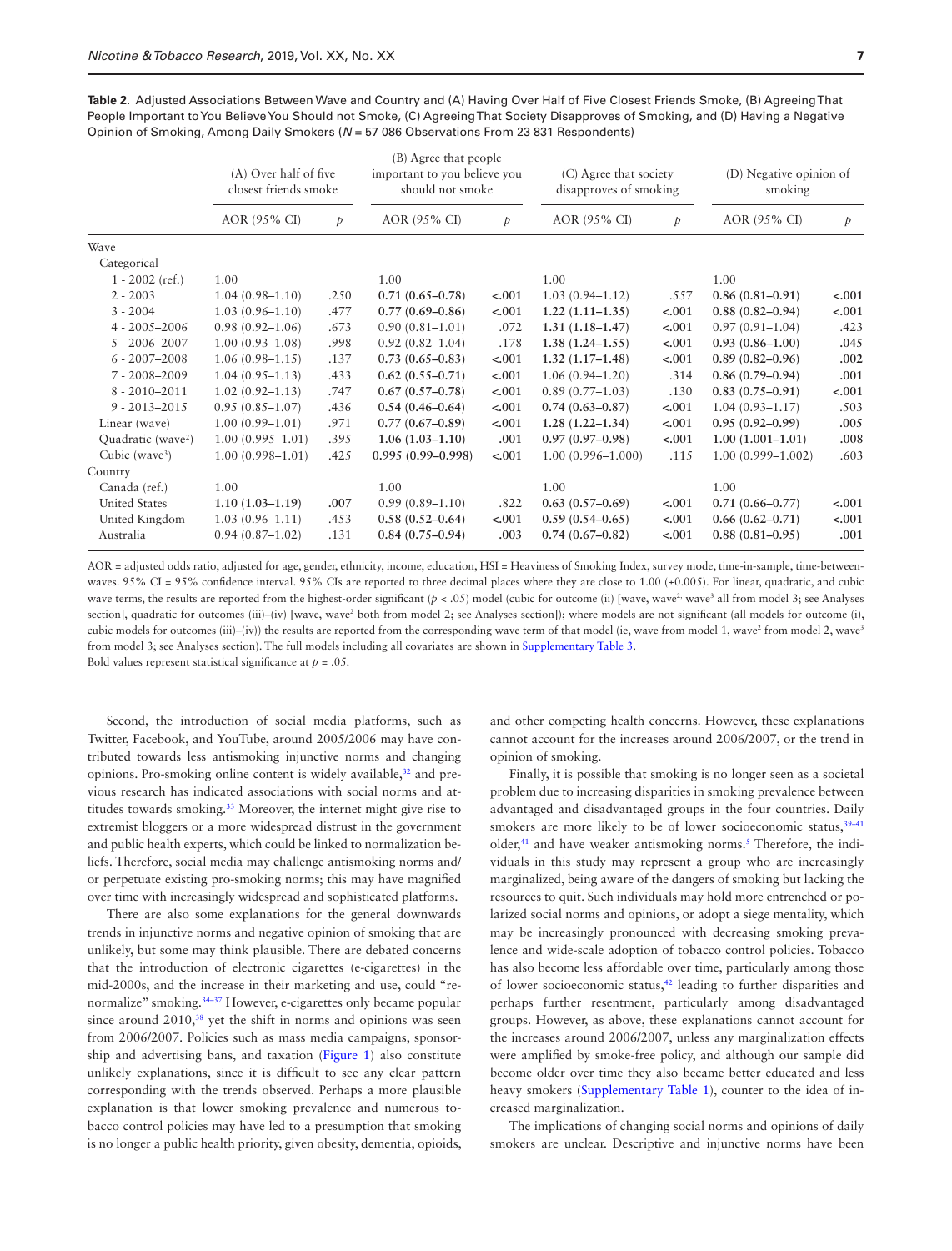**Table 2.** Adjusted Associations Between Wave and Country and (A) Having Over Half of Five Closest Friends Smoke, (B) Agreeing That People Important to You Believe You Should not Smoke, (C) Agreeing That Society Disapproves of Smoking, and (D) Having a Negative Opinion of Smoking, Among Daily Smokers ($N$ = 57 086 Observations From 23 831 Respondents)

| | (A) Over half of five closest friends smoke | | (B) Agree that people important to you believe you should not smoke | | (C) Agree that society disapproves of smoking | | (D) Negative opinion of smoking | |
|---|---|---|---|---|---|---|---|---|
| | AOR (95% CI) | $p$ | AOR (95% CI) | $p$ | AOR (95% CI) | $p$ | AOR (95% CI) | $p$ |
| Wave | | | | | | | | |
| Categorical | | | | | | | | |
| 1 - 2002 (ref.) | 1.00 | | 1.00 | | 1.00 | | 1.00 | |
| 2 - 2003 | 1.04 (0.98–1.10) | .250 | **0.71 (0.65–0.78)** | **<.001** | 1.03 (0.94–1.12) | .557 | **0.86 (0.81–0.91)** | **<.001** |
| 3 - 2004 | 1.03 (0.96–1.10) | .477 | **0.77 (0.69–0.86)** | **<.001** | **1.22 (1.11–1.35)** | **<.001** | **0.88 (0.82–0.94)** | **<.001** |
| 4 - 2005–2006 | 0.98 (0.92–1.06) | .673 | 0.90 (0.81–1.01) | .072 | **1.31 (1.18–1.47)** | **<.001** | 0.97 (0.91–1.04) | .423 |
| 5 - 2006–2007 | 1.00 (0.93–1.08) | .998 | 0.92 (0.82–1.04) | .178 | **1.38 (1.24–1.55)** | **<.001** | **0.93 (0.86–1.00)** | **.045** |
| 6 - 2007–2008 | 1.06 (0.98–1.15) | .137 | **0.73 (0.65–0.83)** | **<.001** | **1.32 (1.17–1.48)** | **<.001** | **0.89 (0.82–0.96)** | **.002** |
| 7 - 2008–2009 | 1.04 (0.95–1.13) | .433 | **0.62 (0.55–0.71)** | **<.001** | 1.06 (0.94–1.20) | .314 | **0.86 (0.79–0.94)** | **.001** |
| 8 - 2010–2011 | 1.02 (0.92–1.13) | .747 | **0.67 (0.57–0.78)** | **<.001** | 0.89 (0.77–1.03) | .130 | **0.83 (0.75–0.91)** | **<.001** |
| 9 - 2013–2015 | 0.95 (0.85–1.07) | .436 | **0.54 (0.46–0.64)** | **<.001** | **0.74 (0.63–0.87)** | **<.001** | 1.04 (0.93–1.17) | .503 |
| Linear (wave) | 1.00 (0.99–1.01) | .971 | **0.77 (0.67–0.89)** | **<.001** | **1.28 (1.22–1.34)** | **<.001** | **0.95 (0.92–0.99)** | **.005** |
| Quadratic (wave$^2$) | 1.00 (0.995–1.01) | .395 | **1.06 (1.03–1.10)** | **.001** | **0.97 (0.97–0.98)** | **<.001** | **1.00 (1.001–1.01)** | **.008** |
| Cubic (wave$^3$) | 1.00 (0.998–1.01) | .425 | **0.995 (0.99–0.998)** | **<.001** | 1.00 (0.996–1.000) | .115 | 1.00 (0.999–1.002) | .603 |
| Country | | | | | | | | |
| Canada (ref.) | 1.00 | | 1.00 | | 1.00 | | 1.00 | |
| United States | **1.10 (1.03–1.19)** | **.007** | 0.99 (0.89–1.10) | .822 | **0.63 (0.57–0.69)** | **<.001** | **0.71 (0.66–0.77)** | **<.001** |
| United Kingdom | 1.03 (0.96–1.11) | .453 | **0.58 (0.52–0.64)** | **<.001** | **0.59 (0.54–0.65)** | **<.001** | **0.66 (0.62–0.71)** | **<.001** |
| Australia | 0.94 (0.87–1.02) | .131 | **0.84 (0.75–0.94)** | **.003** | **0.74 (0.67–0.82)** | **<.001** | **0.88 (0.81–0.95)** | **.001** |

AOR = adjusted odds ratio, adjusted for age, gender, ethnicity, income, education, HSI = Heaviness of Smoking Index, survey mode, time-in-sample, time-between-waves. 95% CI = 95% confidence interval. 95% CIs are reported to three decimal places where they are close to 1.00 (±0.005). For linear, quadratic, and cubic wave terms, the results are reported from the highest-order significant ($p$ < .05) model (cubic for outcome (ii) [wave, wave$^2$, wave$^3$ all from model 3; see Analyses section], quadratic for outcomes (iii)–(iv) [wave, wave$^2$ both from model 2; see Analyses section]); where models are not significant (all models for outcome (i), cubic models for outcomes (iii)–(iv)) the results are reported from the corresponding wave term of that model (ie, wave from model 1, wave$^2$ from model 2, wave$^3$ from model 3; see Analyses section). The full models including all covariates are shown in Supplementary Table 3.

Bold values represent statistical significance at $p$ = .05.

Second, the introduction of social media platforms, such as Twitter, Facebook, and YouTube, around 2005/2006 may have contributed towards less antismoking injunctive norms and changing opinions. Pro-smoking online content is widely available,[32] and previous research has indicated associations with social norms and attitudes towards smoking.[33] Moreover, the internet might give rise to extremist bloggers or a more widespread distrust in the government and public health experts, which could be linked to normalization beliefs. Therefore, social media may challenge antismoking norms and/or perpetuate existing pro-smoking norms; this may have magnified over time with increasingly widespread and sophisticated platforms.

There are also some explanations for the general downwards trends in injunctive norms and negative opinion of smoking that are unlikely, but some may think plausible. There are debated concerns that the introduction of electronic cigarettes (e-cigarettes) in the mid-2000s, and the increase in their marketing and use, could "renormalize" smoking.[34–37] However, e-cigarettes only became popular since around 2010,[38] yet the shift in norms and opinions was seen from 2006/2007. Policies such as mass media campaigns, sponsorship and advertising bans, and taxation (Figure 1) also constitute unlikely explanations, since it is difficult to see any clear pattern corresponding with the trends observed. Perhaps a more plausible explanation is that lower smoking prevalence and numerous tobacco control policies may have led to a presumption that smoking is no longer a public health priority, given obesity, dementia, opioids, and other competing health concerns. However, these explanations cannot account for the increases around 2006/2007, or the trend in opinion of smoking.

Finally, it is possible that smoking is no longer seen as a societal problem due to increasing disparities in smoking prevalence between advantaged and disadvantaged groups in the four countries. Daily smokers are more likely to be of lower socioeconomic status,[39–41] older,[41] and have weaker antismoking norms.[5] Therefore, the individuals in this study may represent a group who are increasingly marginalized, being aware of the dangers of smoking but lacking the resources to quit. Such individuals may hold more entrenched or polarized social norms and opinions, or adopt a siege mentality, which may be increasingly pronounced with decreasing smoking prevalence and wide-scale adoption of tobacco control policies. Tobacco has also become less affordable over time, particularly among those of lower socioeconomic status,[42] leading to further disparities and perhaps further resentment, particularly among disadvantaged groups. However, as above, these explanations cannot account for the increases around 2006/2007, unless any marginalization effects were amplified by smoke-free policy, and although our sample did become older over time they also became better educated and less heavy smokers (Supplementary Table 1), counter to the idea of increased marginalization.

The implications of changing social norms and opinions of daily smokers are unclear. Descriptive and injunctive norms have been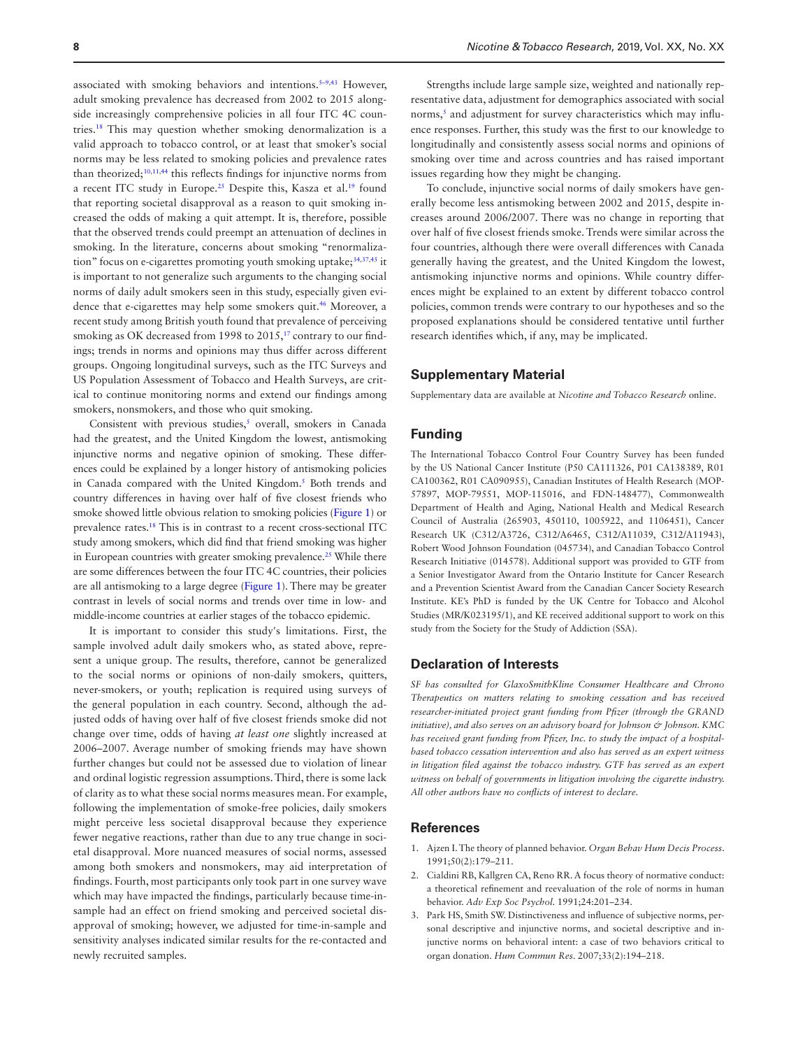associated with smoking behaviors and intentions.[5–9,43] However, adult smoking prevalence has decreased from 2002 to 2015 alongside increasingly comprehensive policies in all four ITC 4C countries.[18] This may question whether smoking denormalization is a valid approach to tobacco control, or at least that smoker's social norms may be less related to smoking policies and prevalence rates than theorized;[10,11,44] this reflects findings for injunctive norms from a recent ITC study in Europe.[25] Despite this, Kasza et al.[19] found that reporting societal disapproval as a reason to quit smoking increased the odds of making a quit attempt. It is, therefore, possible that the observed trends could preempt an attenuation of declines in smoking. In the literature, concerns about smoking "renormalization" focus on e-cigarettes promoting youth smoking uptake;[34,37,45] it is important to not generalize such arguments to the changing social norms of daily adult smokers seen in this study, especially given evidence that e-cigarettes may help some smokers quit.[46] Moreover, a recent study among British youth found that prevalence of perceiving smoking as OK decreased from 1998 to 2015,[17] contrary to our findings; trends in norms and opinions may thus differ across different groups. Ongoing longitudinal surveys, such as the ITC Surveys and US Population Assessment of Tobacco and Health Surveys, are critical to continue monitoring norms and extend our findings among smokers, nonsmokers, and those who quit smoking.

Consistent with previous studies,[5] overall, smokers in Canada had the greatest, and the United Kingdom the lowest, antismoking injunctive norms and negative opinion of smoking. These differences could be explained by a longer history of antismoking policies in Canada compared with the United Kingdom.[5] Both trends and country differences in having over half of five closest friends who smoke showed little obvious relation to smoking policies (Figure 1) or prevalence rates.[18] This is in contrast to a recent cross-sectional ITC study among smokers, which did find that friend smoking was higher in European countries with greater smoking prevalence.[25] While there are some differences between the four ITC 4C countries, their policies are all antismoking to a large degree (Figure 1). There may be greater contrast in levels of social norms and trends over time in low- and middle-income countries at earlier stages of the tobacco epidemic.

It is important to consider this study's limitations. First, the sample involved adult daily smokers who, as stated above, represent a unique group. The results, therefore, cannot be generalized to the social norms or opinions of non-daily smokers, quitters, never-smokers, or youth; replication is required using surveys of the general population in each country. Second, although the adjusted odds of having over half of five closest friends smoke did not change over time, odds of having *at least one* slightly increased at 2006–2007. Average number of smoking friends may have shown further changes but could not be assessed due to violation of linear and ordinal logistic regression assumptions. Third, there is some lack of clarity as to what these social norms measures mean. For example, following the implementation of smoke-free policies, daily smokers might perceive less societal disapproval because they experience fewer negative reactions, rather than due to any true change in societal disapproval. More nuanced measures of social norms, assessed among both smokers and nonsmokers, may aid interpretation of findings. Fourth, most participants only took part in one survey wave which may have impacted the findings, particularly because time-in-sample had an effect on friend smoking and perceived societal disapproval of smoking; however, we adjusted for time-in-sample and sensitivity analyses indicated similar results for the re-contacted and newly recruited samples.

Strengths include large sample size, weighted and nationally representative data, adjustment for demographics associated with social norms,[5] and adjustment for survey characteristics which may influence responses. Further, this study was the first to our knowledge to longitudinally and consistently assess social norms and opinions of smoking over time and across countries and has raised important issues regarding how they might be changing.

To conclude, injunctive social norms of daily smokers have generally become less antismoking between 2002 and 2015, despite increases around 2006/2007. There was no change in reporting that over half of five closest friends smoke. Trends were similar across the four countries, although there were overall differences with Canada generally having the greatest, and the United Kingdom the lowest, antismoking injunctive norms and opinions. While country differences might be explained to an extent by different tobacco control policies, common trends were contrary to our hypotheses and so the proposed explanations should be considered tentative until further research identifies which, if any, may be implicated.

## Supplementary Material

Supplementary data are available at *Nicotine and Tobacco Research* online.

## Funding

The International Tobacco Control Four Country Survey has been funded by the US National Cancer Institute (P50 CA111326, P01 CA138389, R01 CA100362, R01 CA090955), Canadian Institutes of Health Research (MOP-57897, MOP-79551, MOP-115016, and FDN-148477), Commonwealth Department of Health and Aging, National Health and Medical Research Council of Australia (265903, 450110, 1005922, and 1106451), Cancer Research UK (C312/A3726, C312/A6465, C312/A11039, C312/A11943), Robert Wood Johnson Foundation (045734), and Canadian Tobacco Control Research Initiative (014578). Additional support was provided to GTF from a Senior Investigator Award from the Ontario Institute for Cancer Research and a Prevention Scientist Award from the Canadian Cancer Society Research Institute. KE's PhD is funded by the UK Centre for Tobacco and Alcohol Studies (MR/K023195/1), and KE received additional support to work on this study from the Society for the Study of Addiction (SSA).

## Declaration of Interests

*SF has consulted for GlaxoSmithKline Consumer Healthcare and Chrono Therapeutics on matters relating to smoking cessation and has received researcher-initiated project grant funding from Pfizer (through the GRAND initiative), and also serves on an advisory board for Johnson & Johnson. KMC has received grant funding from Pfizer, Inc. to study the impact of a hospital-based tobacco cessation intervention and also has served as an expert witness in litigation filed against the tobacco industry. GTF has served as an expert witness on behalf of governments in litigation involving the cigarette industry. All other authors have no conflicts of interest to declare.*

## References

1. Ajzen I. The theory of planned behavior. *Organ Behav Hum Decis Process*. 1991;50(2):179–211.
2. Cialdini RB, Kallgren CA, Reno RR. A focus theory of normative conduct: a theoretical refinement and reevaluation of the role of norms in human behavior. *Adv Exp Soc Psychol*. 1991;24:201–234.
3. Park HS, Smith SW. Distinctiveness and influence of subjective norms, personal descriptive and injunctive norms, and societal descriptive and injunctive norms on behavioral intent: a case of two behaviors critical to organ donation. *Hum Commun Res*. 2007;33(2):194–218.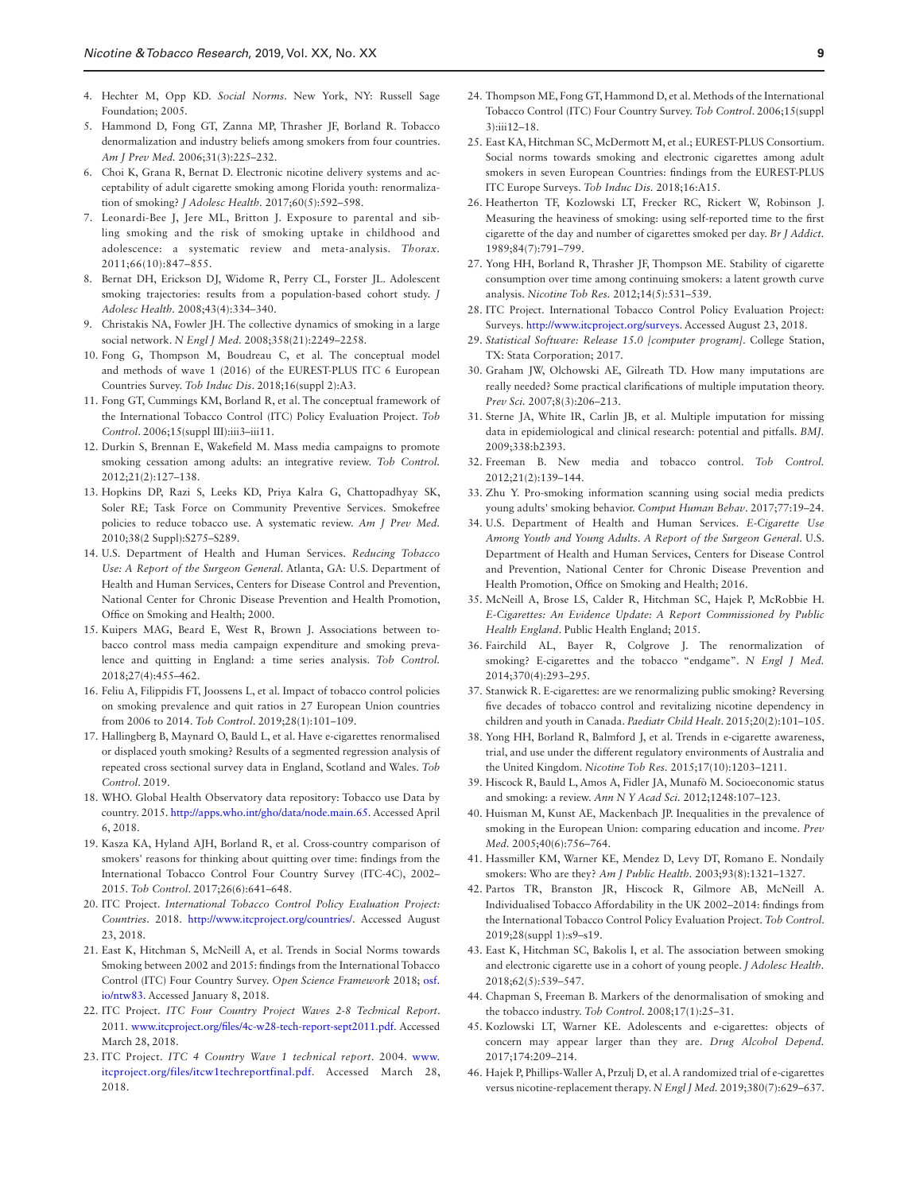4. Hechter M, Opp KD. *Social Norms*. New York, NY: Russell Sage Foundation; 2005.
5. Hammond D, Fong GT, Zanna MP, Thrasher JF, Borland R. Tobacco denormalization and industry beliefs among smokers from four countries. *Am J Prev Med*. 2006;31(3):225–232.
6. Choi K, Grana R, Bernat D. Electronic nicotine delivery systems and acceptability of adult cigarette smoking among Florida youth: renormalization of smoking? *J Adolesc Health*. 2017;60(5):592–598.
7. Leonardi-Bee J, Jere ML, Britton J. Exposure to parental and sibling smoking and the risk of smoking uptake in childhood and adolescence: a systematic review and meta-analysis. *Thorax*. 2011;66(10):847–855.
8. Bernat DH, Erickson DJ, Widome R, Perry CL, Forster JL. Adolescent smoking trajectories: results from a population-based cohort study. *J Adolesc Health*. 2008;43(4):334–340.
9. Christakis NA, Fowler JH. The collective dynamics of smoking in a large social network. *N Engl J Med*. 2008;358(21):2249–2258.
10. Fong G, Thompson M, Boudreau C, et al. The conceptual model and methods of wave 1 (2016) of the EUREST-PLUS ITC 6 European Countries Survey. *Tob Induc Dis*. 2018;16(suppl 2):A3.
11. Fong GT, Cummings KM, Borland R, et al. The conceptual framework of the International Tobacco Control (ITC) Policy Evaluation Project. *Tob Control*. 2006;15(suppl III):iii3–iii11.
12. Durkin S, Brennan E, Wakefield M. Mass media campaigns to promote smoking cessation among adults: an integrative review. *Tob Control*. 2012;21(2):127–138.
13. Hopkins DP, Razi S, Leeks KD, Priya Kalra G, Chattopadhyay SK, Soler RE; Task Force on Community Preventive Services. Smokefree policies to reduce tobacco use. A systematic review. *Am J Prev Med*. 2010;38(2 Suppl):S275–S289.
14. U.S. Department of Health and Human Services. *Reducing Tobacco Use: A Report of the Surgeon General*. Atlanta, GA: U.S. Department of Health and Human Services, Centers for Disease Control and Prevention, National Center for Chronic Disease Prevention and Health Promotion, Office on Smoking and Health; 2000.
15. Kuipers MAG, Beard E, West R, Brown J. Associations between tobacco control mass media campaign expenditure and smoking prevalence and quitting in England: a time series analysis. *Tob Control*. 2018;27(4):455–462.
16. Feliu A, Filippidis FT, Joossens L, et al. Impact of tobacco control policies on smoking prevalence and quit ratios in 27 European Union countries from 2006 to 2014. *Tob Control*. 2019;28(1):101–109.
17. Hallingberg B, Maynard O, Bauld L, et al. Have e-cigarettes renormalised or displaced youth smoking? Results of a segmented regression analysis of repeated cross sectional survey data in England, Scotland and Wales. *Tob Control*. 2019.
18. WHO. Global Health Observatory data repository: Tobacco use Data by country. 2015. http://apps.who.int/gho/data/node.main.65. Accessed April 6, 2018.
19. Kasza KA, Hyland AJH, Borland R, et al. Cross-country comparison of smokers' reasons for thinking about quitting over time: findings from the International Tobacco Control Four Country Survey (ITC-4C), 2002–2015. *Tob Control*. 2017;26(6):641–648.
20. ITC Project. *International Tobacco Control Policy Evaluation Project: Countries*. 2018. http://www.itcproject.org/countries/. Accessed August 23, 2018.
21. East K, Hitchman S, McNeill A, et al. Trends in Social Norms towards Smoking between 2002 and 2015: findings from the International Tobacco Control (ITC) Four Country Survey. *Open Science Framework* 2018; osf.io/ntw83. Accessed January 8, 2018.
22. ITC Project. *ITC Four Country Project Waves 2-8 Technical Report*. 2011. www.itcproject.org/files/4c-w28-tech-report-sept2011.pdf. Accessed March 28, 2018.
23. ITC Project. *ITC 4 Country Wave 1 technical report*. 2004. www.itcproject.org/files/itcw1techreportfinal.pdf. Accessed March 28, 2018.
24. Thompson ME, Fong GT, Hammond D, et al. Methods of the International Tobacco Control (ITC) Four Country Survey. *Tob Control*. 2006;15(suppl 3):iii12–18.
25. East KA, Hitchman SC, McDermott M, et al.; EUREST-PLUS Consortium. Social norms towards smoking and electronic cigarettes among adult smokers in seven European Countries: findings from the EUREST-PLUS ITC Europe Surveys. *Tob Induc Dis*. 2018;16:A15.
26. Heatherton TF, Kozlowski LT, Frecker RC, Rickert W, Robinson J. Measuring the heaviness of smoking: using self-reported time to the first cigarette of the day and number of cigarettes smoked per day. *Br J Addict*. 1989;84(7):791–799.
27. Yong HH, Borland R, Thrasher JF, Thompson ME. Stability of cigarette consumption over time among continuing smokers: a latent growth curve analysis. *Nicotine Tob Res*. 2012;14(5):531–539.
28. ITC Project. International Tobacco Control Policy Evaluation Project: Surveys. http://www.itcproject.org/surveys. Accessed August 23, 2018.
29. *Statistical Software: Release 15.0 [computer program]*. College Station, TX: Stata Corporation; 2017.
30. Graham JW, Olchowski AE, Gilreath TD. How many imputations are really needed? Some practical clarifications of multiple imputation theory. *Prev Sci*. 2007;8(3):206–213.
31. Sterne JA, White IR, Carlin JB, et al. Multiple imputation for missing data in epidemiological and clinical research: potential and pitfalls. *BMJ*. 2009;338:b2393.
32. Freeman B. New media and tobacco control. *Tob Control*. 2012;21(2):139–144.
33. Zhu Y. Pro-smoking information scanning using social media predicts young adults' smoking behavior. *Comput Human Behav*. 2017;77:19–24.
34. U.S. Department of Health and Human Services. *E-Cigarette Use Among Youth and Young Adults. A Report of the Surgeon General*. U.S. Department of Health and Human Services, Centers for Disease Control and Prevention, National Center for Chronic Disease Prevention and Health Promotion, Office on Smoking and Health; 2016.
35. McNeill A, Brose LS, Calder R, Hitchman SC, Hajek P, McRobbie H. *E-Cigarettes: An Evidence Update: A Report Commissioned by Public Health England*. Public Health England; 2015.
36. Fairchild AL, Bayer R, Colgrove J. The renormalization of smoking? E-cigarettes and the tobacco "endgame". *N Engl J Med*. 2014;370(4):293–295.
37. Stanwick R. E-cigarettes: are we renormalizing public smoking? Reversing five decades of tobacco control and revitalizing nicotine dependency in children and youth in Canada. *Paediatr Child Healt*. 2015;20(2):101–105.
38. Yong HH, Borland R, Balmford J, et al. Trends in e-cigarette awareness, trial, and use under the different regulatory environments of Australia and the United Kingdom. *Nicotine Tob Res*. 2015;17(10):1203–1211.
39. Hiscock R, Bauld L, Amos A, Fidler JA, Munafò M. Socioeconomic status and smoking: a review. *Ann N Y Acad Sci*. 2012;1248:107–123.
40. Huisman M, Kunst AE, Mackenbach JP. Inequalities in the prevalence of smoking in the European Union: comparing education and income. *Prev Med*. 2005;40(6):756–764.
41. Hassmiller KM, Warner KE, Mendez D, Levy DT, Romano E. Nondaily smokers: Who are they? *Am J Public Health*. 2003;93(8):1321–1327.
42. Partos TR, Branston JR, Hiscock R, Gilmore AB, McNeill A. Individualised Tobacco Affordability in the UK 2002–2014: findings from the International Tobacco Control Policy Evaluation Project. *Tob Control*. 2019;28(suppl 1):s9–s19.
43. East K, Hitchman SC, Bakolis I, et al. The association between smoking and electronic cigarette use in a cohort of young people. *J Adolesc Health*. 2018;62(5):539–547.
44. Chapman S, Freeman B. Markers of the denormalisation of smoking and the tobacco industry. *Tob Control*. 2008;17(1):25–31.
45. Kozlowski LT, Warner KE. Adolescents and e-cigarettes: objects of concern may appear larger than they are. *Drug Alcohol Depend*. 2017;174:209–214.
46. Hajek P, Phillips-Waller A, Przulj D, et al. A randomized trial of e-cigarettes versus nicotine-replacement therapy. *N Engl J Med*. 2019;380(7):629–637.